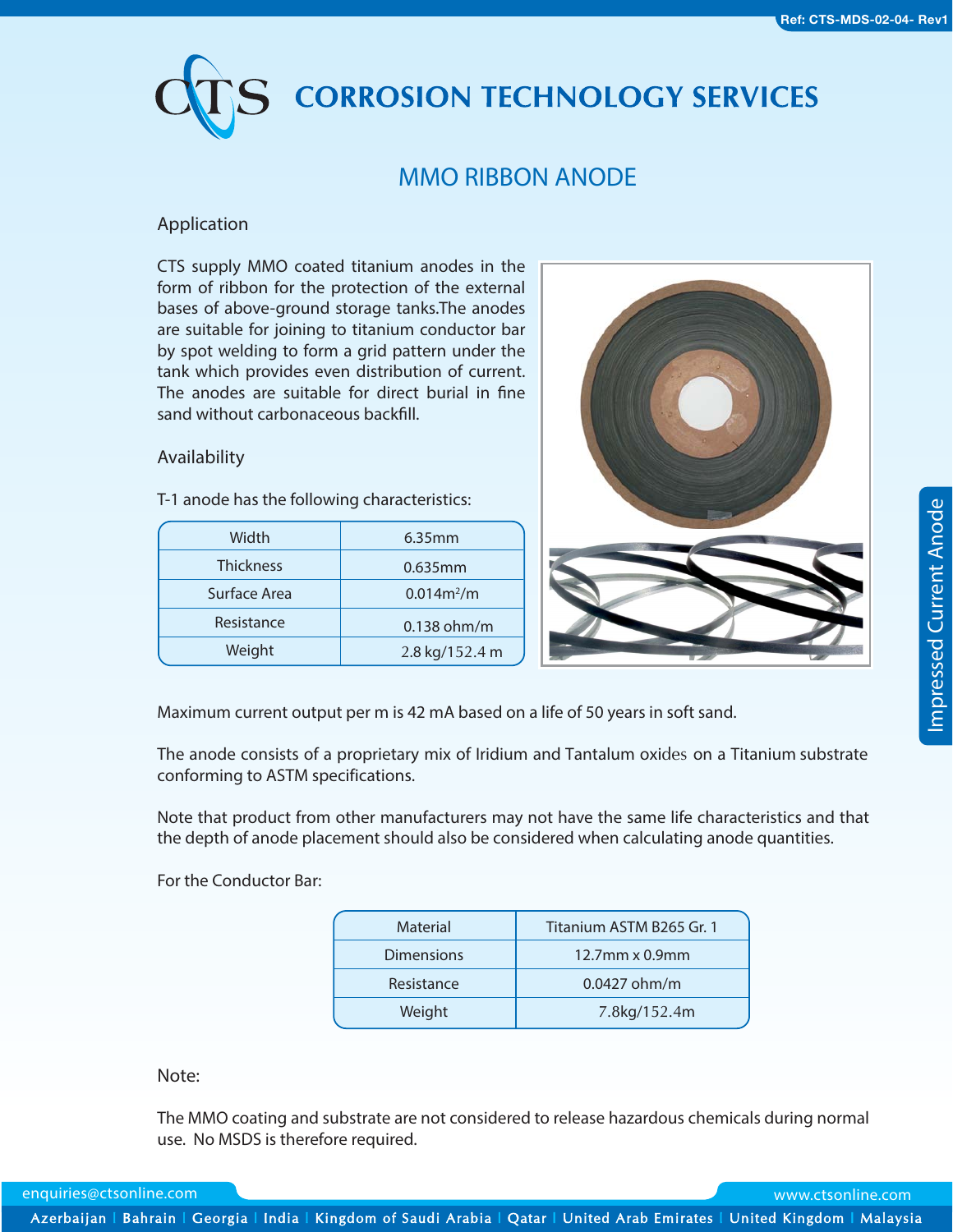# CORROSION TECHNOLOGY SERVICES

## MMO RIBBON ANODE

### Application

CTS supply MMO coated titanium anodes in the form of ribbon for the protection of the external bases of above-ground storage tanks.The anodes are suitable for joining to titanium conductor bar by spot welding to form a grid pattern under the tank which provides even distribution of current. The anodes are suitable for direct burial in fine sand without carbonaceous backfill.

### Availability

T-1 anode has the following characteristics:

| Width | 6.35mm |
|---|---|
| Thickness | 0.635mm |
| Surface Area | 0.014m²/m |
| Resistance | 0.138 ohm/m |
| Weight | 2.8 kg/152.4 m |

Maximum current output per m is 42 mA based on a life of 50 years in soft sand.

The anode consists of a proprietary mix of Iridium and Tantalum oxides on a Titanium substrate conforming to ASTM specifications.

Note that product from other manufacturers may not have the same life characteristics and that the depth of anode placement should also be considered when calculating anode quantities.

For the Conductor Bar:

| Material | Titanium ASTM B265 Gr. 1 |
|---|---|
| Dimensions | 12.7mm x 0.9mm |
| Resistance | 0.0427 ohm/m |
| Weight | 7.8kg/152.4m |

Note:

The MMO coating and substrate are not considered to release hazardous chemicals during normal use. No MSDS is therefore required.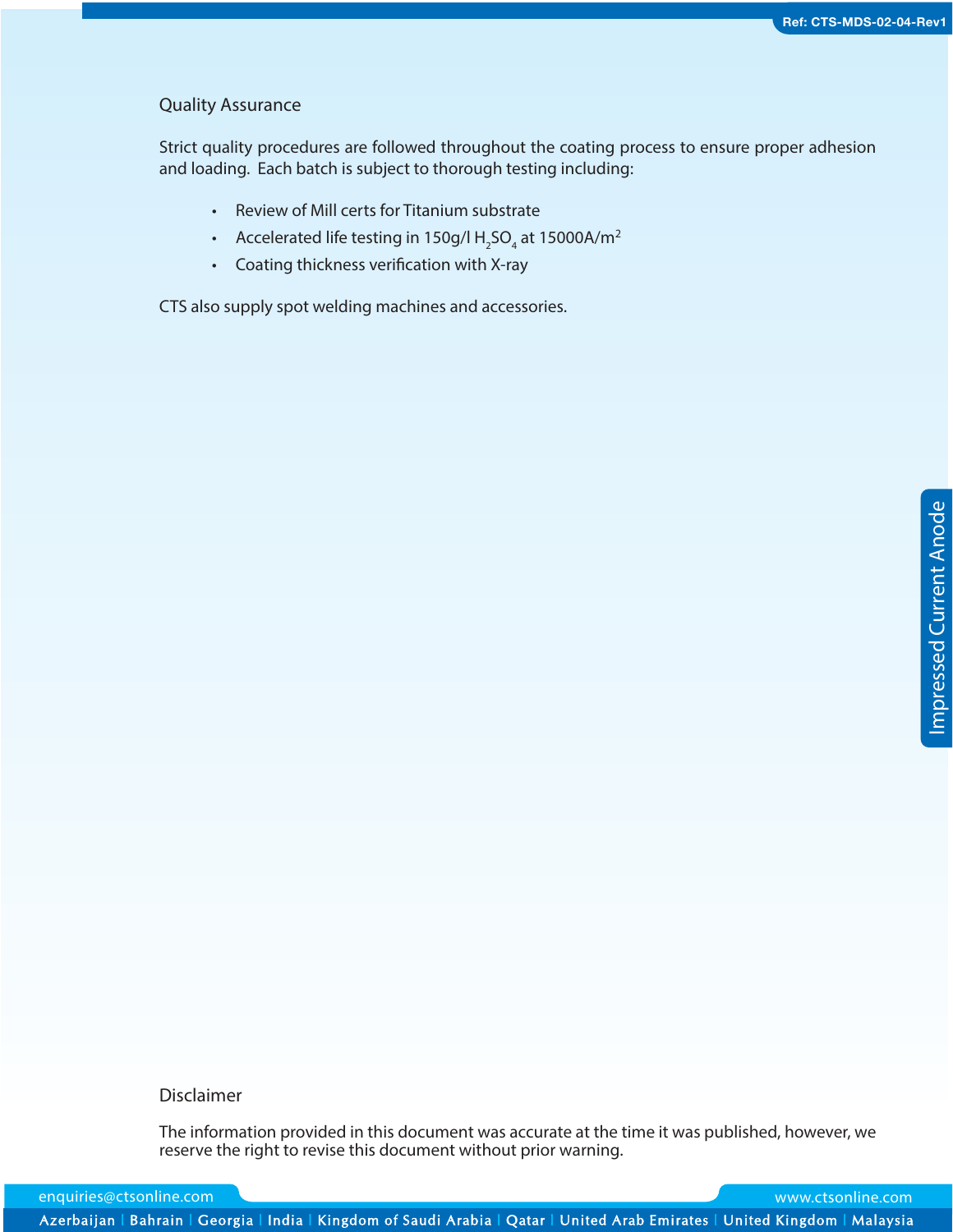## Quality Assurance

Strict quality procedures are followed throughout the coating process to ensure proper adhesion and loading. Each batch is subject to thorough testing including:

- Review of Mill certs for Titanium substrate
- Accelerated life testing in 150g/l $H_2SO_4$ at 15000A/$m^2$
- Coating thickness verification with X-ray

CTS also supply spot welding machines and accessories.

## Disclaimer

The information provided in this document was accurate at the time it was published, however, we reserve the right to revise this document without prior warning.